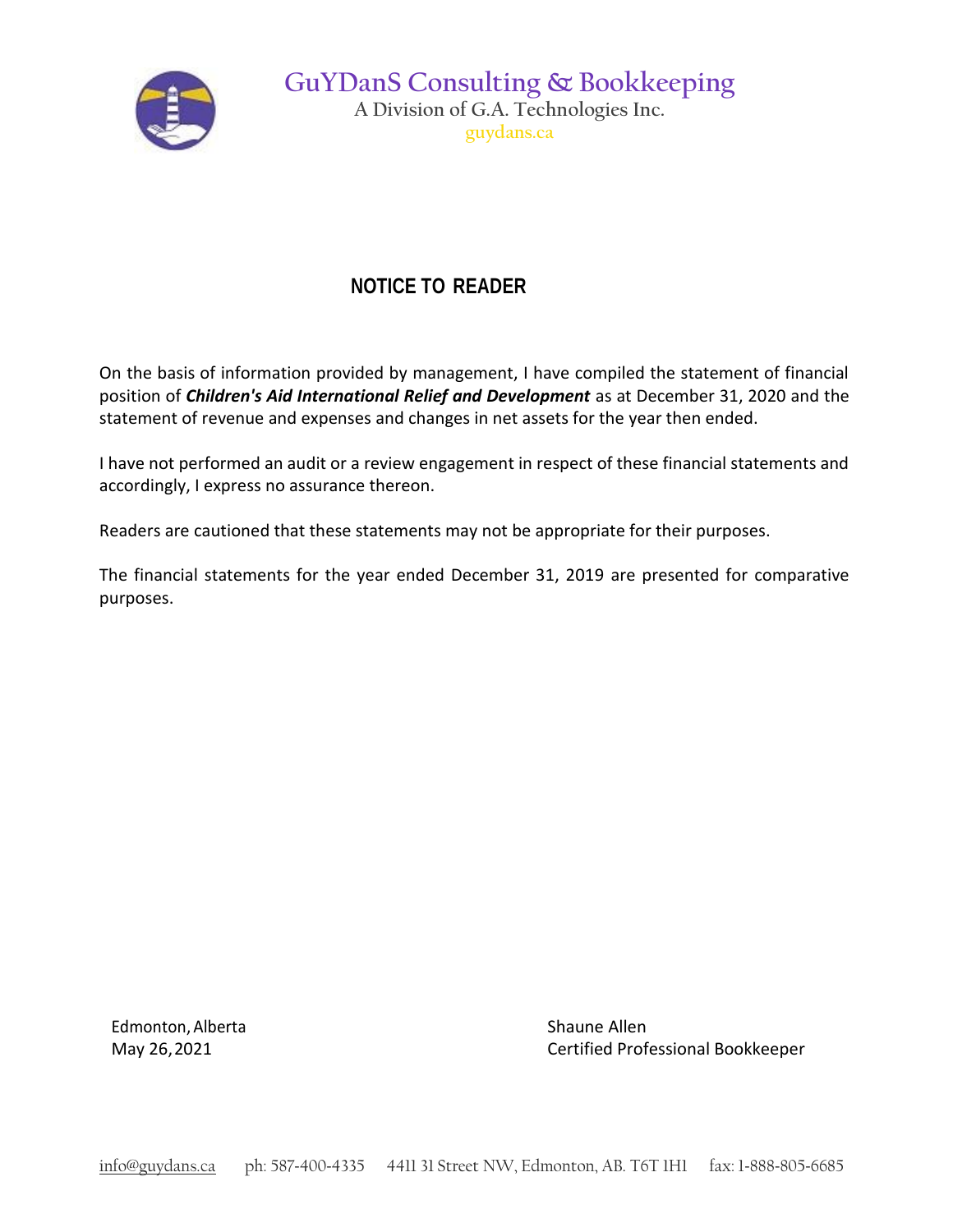# GuYDanS Consulting & Bookkeeping

A Division of G.A. Technologies Inc.

guydans.ca

## NOTICE TO READER

On the basis of information provided by management, I have compiled the statement of financial position of ***Children's Aid International Relief and Development*** as at December 31, 2020 and the statement of revenue and expenses and changes in net assets for the year then ended.

I have not performed an audit or a review engagement in respect of these financial statements and accordingly, I express no assurance thereon.

Readers are cautioned that these statements may not be appropriate for their purposes.

The financial statements for the year ended December 31, 2019 are presented for comparative purposes.

Edmonton, Alberta
May 26, 2021

Shaune Allen
Certified Professional Bookkeeper

info@guydans.ca ph: 587-400-4335 4411 31 Street NW, Edmonton, AB. T6T 1H1 fax: 1-888-805-6685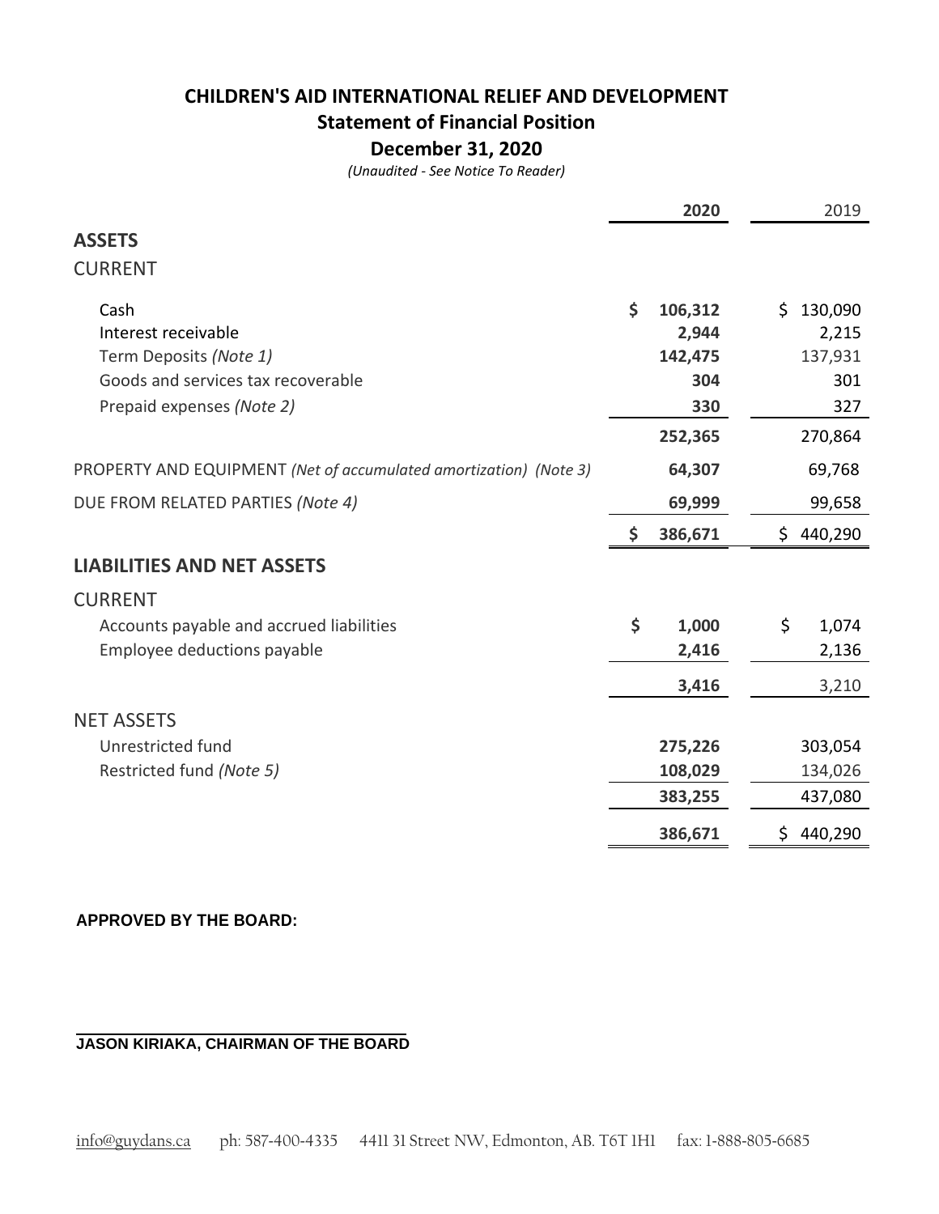# CHILDREN'S AID INTERNATIONAL RELIEF AND DEVELOPMENT

## Statement of Financial Position

## December 31, 2020

*(Unaudited - See Notice To Reader)*

| | 2020 | 2019 |
|---|---|---|
| **ASSETS** | | |
| CURRENT | | |
| Cash | $ 106,312 | $ 130,090 |
| Interest receivable | 2,944 | 2,215 |
| Term Deposits *(Note 1)* | 142,475 | 137,931 |
| Goods and services tax recoverable | 304 | 301 |
| Prepaid expenses *(Note 2)* | 330 | 327 |
| | 252,365 | 270,864 |
| PROPERTY AND EQUIPMENT *(Net of accumulated amortization) (Note 3)* | 64,307 | 69,768 |
| DUE FROM RELATED PARTIES *(Note 4)* | 69,999 | 99,658 |
| | $ 386,671 | $ 440,290 |
| **LIABILITIES AND NET ASSETS** | | |
| CURRENT | | |
| Accounts payable and accrued liabilities | $ 1,000 | $ 1,074 |
| Employee deductions payable | 2,416 | 2,136 |
| | 3,416 | 3,210 |
| NET ASSETS | | |
| Unrestricted fund | 275,226 | 303,054 |
| Restricted fund *(Note 5)* | 108,029 | 134,026 |
| | 383,255 | 437,080 |
| | 386,671 | $ 440,290 |

**APPROVED BY THE BOARD:**

**JASON KIRIAKA, CHAIRMAN OF THE BOARD**

info@guydans.ca ph: 587-400-4335 4411 31 Street NW, Edmonton, AB. T6T 1H1 fax: 1-888-805-6685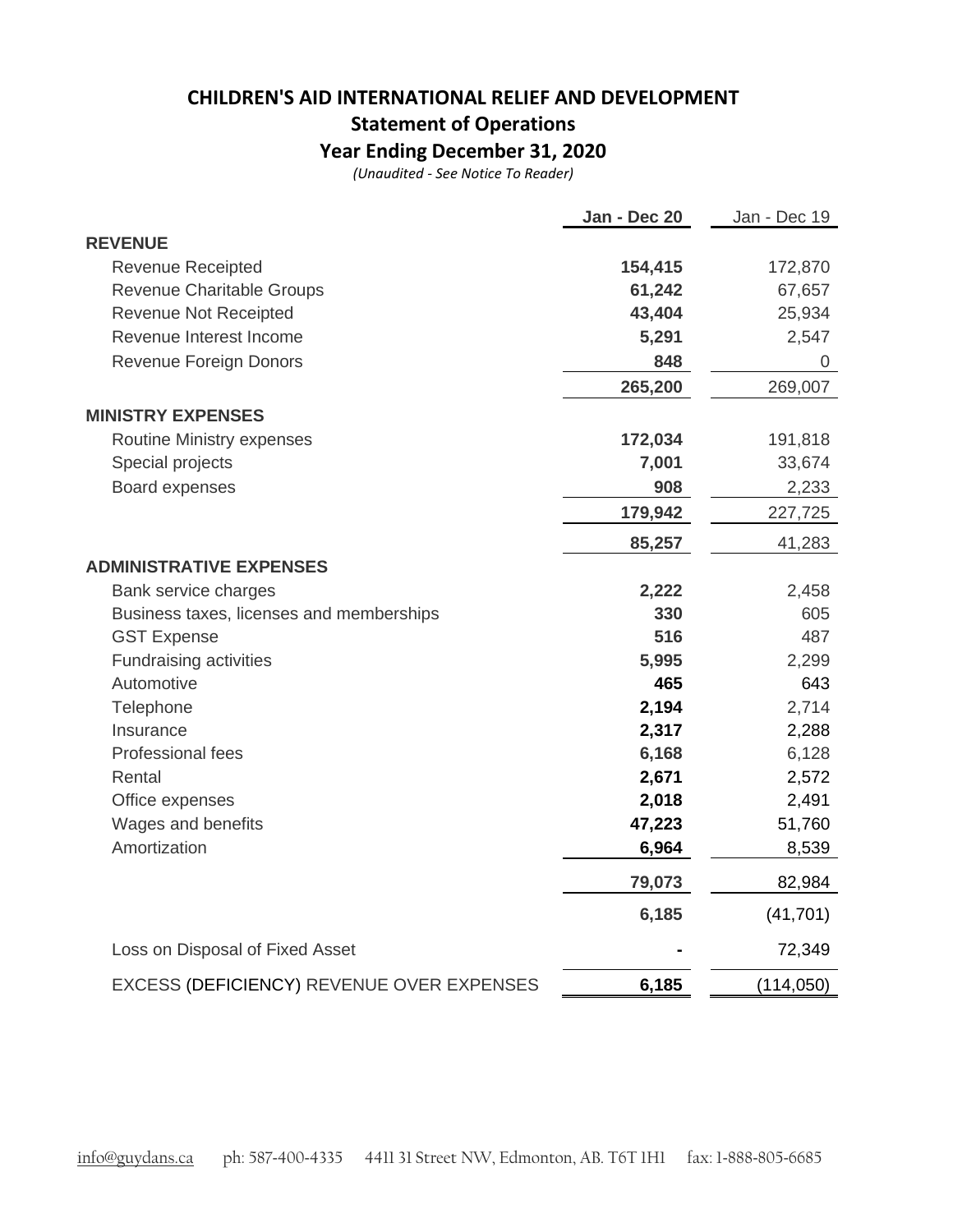# CHILDREN'S AID INTERNATIONAL RELIEF AND DEVELOPMENT

## Statement of Operations

## Year Ending December 31, 2020

*(Unaudited - See Notice To Reader)*

| | **Jan - Dec 20** | Jan - Dec 19 |
|---|---|---|
| **REVENUE** | | |
| Revenue Receipted | **154,415** | 172,870 |
| Revenue Charitable Groups | **61,242** | 67,657 |
| Revenue Not Receipted | **43,404** | 25,934 |
| Revenue Interest Income | **5,291** | 2,547 |
| Revenue Foreign Donors | **848** | 0 |
| | **265,200** | 269,007 |
| **MINISTRY EXPENSES** | | |
| Routine Ministry expenses | **172,034** | 191,818 |
| Special projects | **7,001** | 33,674 |
| Board expenses | **908** | 2,233 |
| | **179,942** | 227,725 |
| | **85,257** | 41,283 |
| **ADMINISTRATIVE EXPENSES** | | |
| Bank service charges | **2,222** | 2,458 |
| Business taxes, licenses and memberships | **330** | 605 |
| GST Expense | **516** | 487 |
| Fundraising activities | **5,995** | 2,299 |
| Automotive | **465** | 643 |
| Telephone | **2,194** | 2,714 |
| Insurance | **2,317** | 2,288 |
| Professional fees | **6,168** | 6,128 |
| Rental | **2,671** | 2,572 |
| Office expenses | **2,018** | 2,491 |
| Wages and benefits | **47,223** | 51,760 |
| Amortization | **6,964** | 8,539 |
| | **79,073** | 82,984 |
| | **6,185** | (41,701) |
| Loss on Disposal of Fixed Asset | **-** | 72,349 |
| EXCESS (DEFICIENCY) REVENUE OVER EXPENSES | **6,185** | (114,050) |

info@guydans.ca ph: 587-400-4335 4411 31 Street NW, Edmonton, AB. T6T 1H1 fax: 1-888-805-6685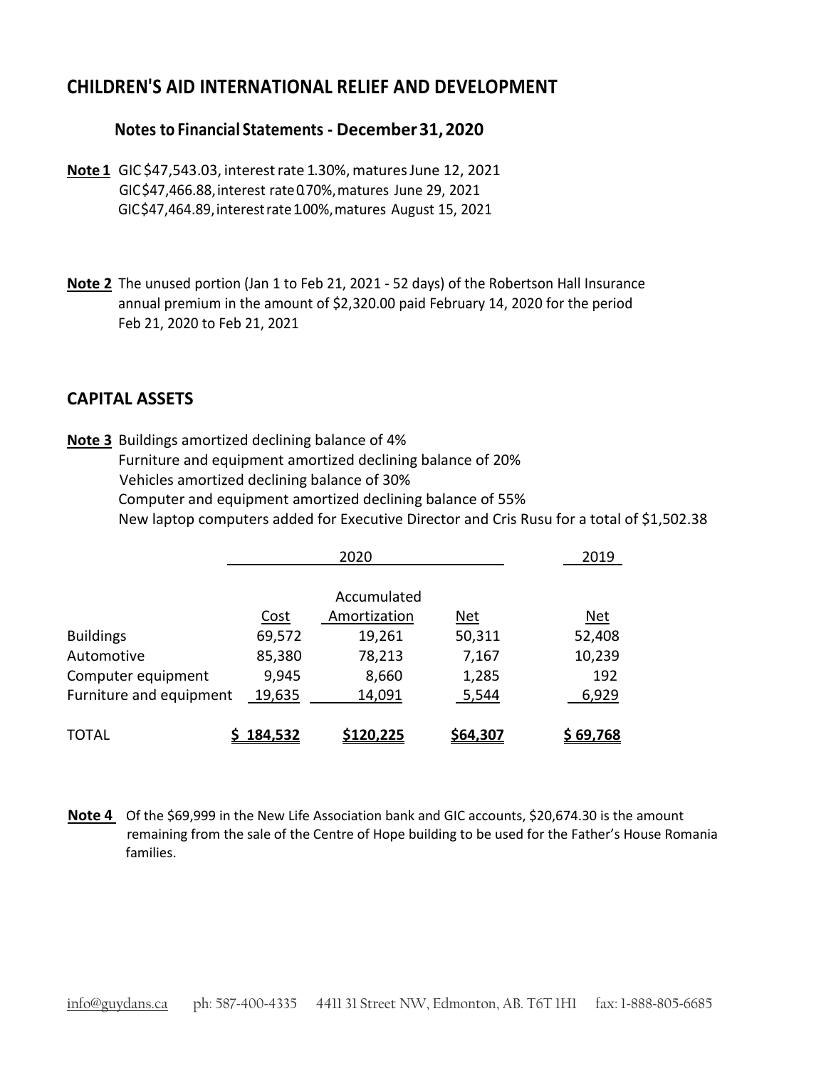# CHILDREN'S AID INTERNATIONAL RELIEF AND DEVELOPMENT

## Notes to Financial Statements - December 31, 2020

**Note 1** GIC $47,543.03, interest rate 1.30%, matures June 12, 2021
GIC $47,466.88, interest rate 0.70%, matures June 29, 2021
GIC $47,464.89, interest rate 1.00%, matures August 15, 2021

**Note 2** The unused portion (Jan 1 to Feb 21, 2021 - 52 days) of the Robertson Hall Insurance annual premium in the amount of $2,320.00 paid February 14, 2020 for the period Feb 21, 2020 to Feb 21, 2021

## CAPITAL ASSETS

**Note 3** Buildings amortized declining balance of 4%
Furniture and equipment amortized declining balance of 20%
Vehicles amortized declining balance of 30%
Computer and equipment amortized declining balance of 55%
New laptop computers added for Executive Director and Cris Rusu for a total of $1,502.38

| | 2020 | | | 2019 |
|---|---|---|---|---|
| | Cost | Accumulated Amortization | Net | Net |
| Buildings | 69,572 | 19,261 | 50,311 | 52,408 |
| Automotive | 85,380 | 78,213 | 7,167 | 10,239 |
| Computer equipment | 9,945 | 8,660 | 1,285 | 192 |
| Furniture and equipment | 19,635 | 14,091 | 5,544 | 6,929 |
| TOTAL | **$ 184,532** | **$120,225** | **$64,307** | **$ 69,768** |

**Note 4** Of the $69,999 in the New Life Association bank and GIC accounts, $20,674.30 is the amount remaining from the sale of the Centre of Hope building to be used for the Father's House Romania families.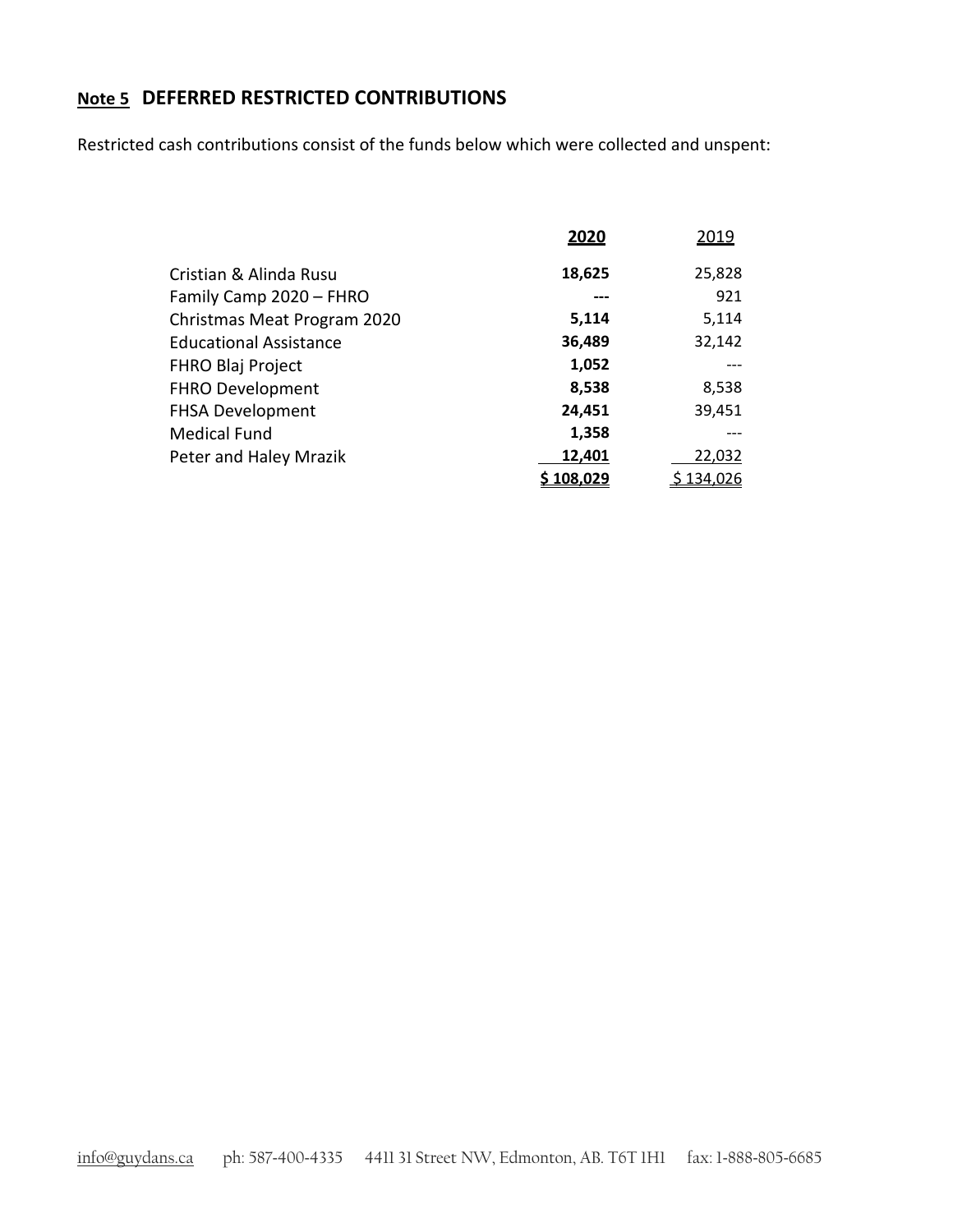## **Note 5 DEFERRED RESTRICTED CONTRIBUTIONS**

Restricted cash contributions consist of the funds below which were collected and unspent:

| | **2020** | 2019 |
|---|---|---|
| Cristian & Alinda Rusu | **18,625** | 25,828 |
| Family Camp 2020 – FHRO | **---** | 921 |
| Christmas Meat Program 2020 | **5,114** | 5,114 |
| Educational Assistance | **36,489** | 32,142 |
| FHRO Blaj Project | **1,052** | --- |
| FHRO Development | **8,538** | 8,538 |
| FHSA Development | **24,451** | 39,451 |
| Medical Fund | **1,358** | --- |
| Peter and Haley Mrazik | **12,401** | 22,032 |
| | **$ 108,029** | $ 134,026 |

info@guydans.ca ph: 587-400-4335 4411 31 Street NW, Edmonton, AB. T6T 1H1 fax: 1-888-805-6685